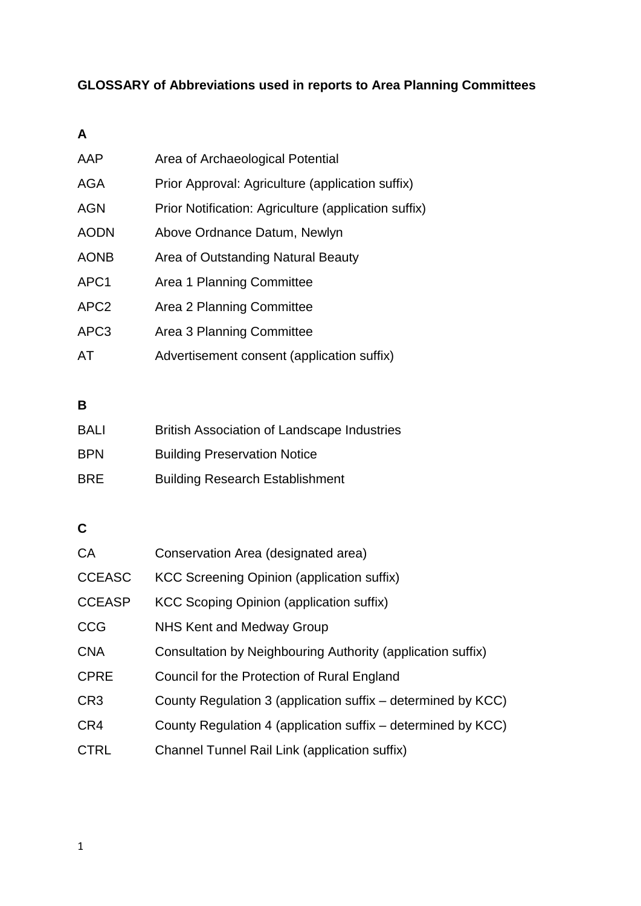**GLOSSARY of Abbreviations used in reports to Area Planning Committees**

**A**

| | |
|---|---|
| AAP | Area of Archaeological Potential |
| AGA | Prior Approval: Agriculture (application suffix) |
| AGN | Prior Notification: Agriculture (application suffix) |
| AODN | Above Ordnance Datum, Newlyn |
| AONB | Area of Outstanding Natural Beauty |
| APC1 | Area 1 Planning Committee |
| APC2 | Area 2 Planning Committee |
| APC3 | Area 3 Planning Committee |
| AT | Advertisement consent (application suffix) |

**B**

| | |
|---|---|
| BALI | British Association of Landscape Industries |
| BPN | Building Preservation Notice |
| BRE | Building Research Establishment |

**C**

| | |
|---|---|
| CA | Conservation Area (designated area) |
| CCEASC | KCC Screening Opinion (application suffix) |
| CCEASP | KCC Scoping Opinion (application suffix) |
| CCG | NHS Kent and Medway Group |
| CNA | Consultation by Neighbouring Authority (application suffix) |
| CPRE | Council for the Protection of Rural England |
| CR3 | County Regulation 3 (application suffix – determined by KCC) |
| CR4 | County Regulation 4 (application suffix – determined by KCC) |
| CTRL | Channel Tunnel Rail Link (application suffix) |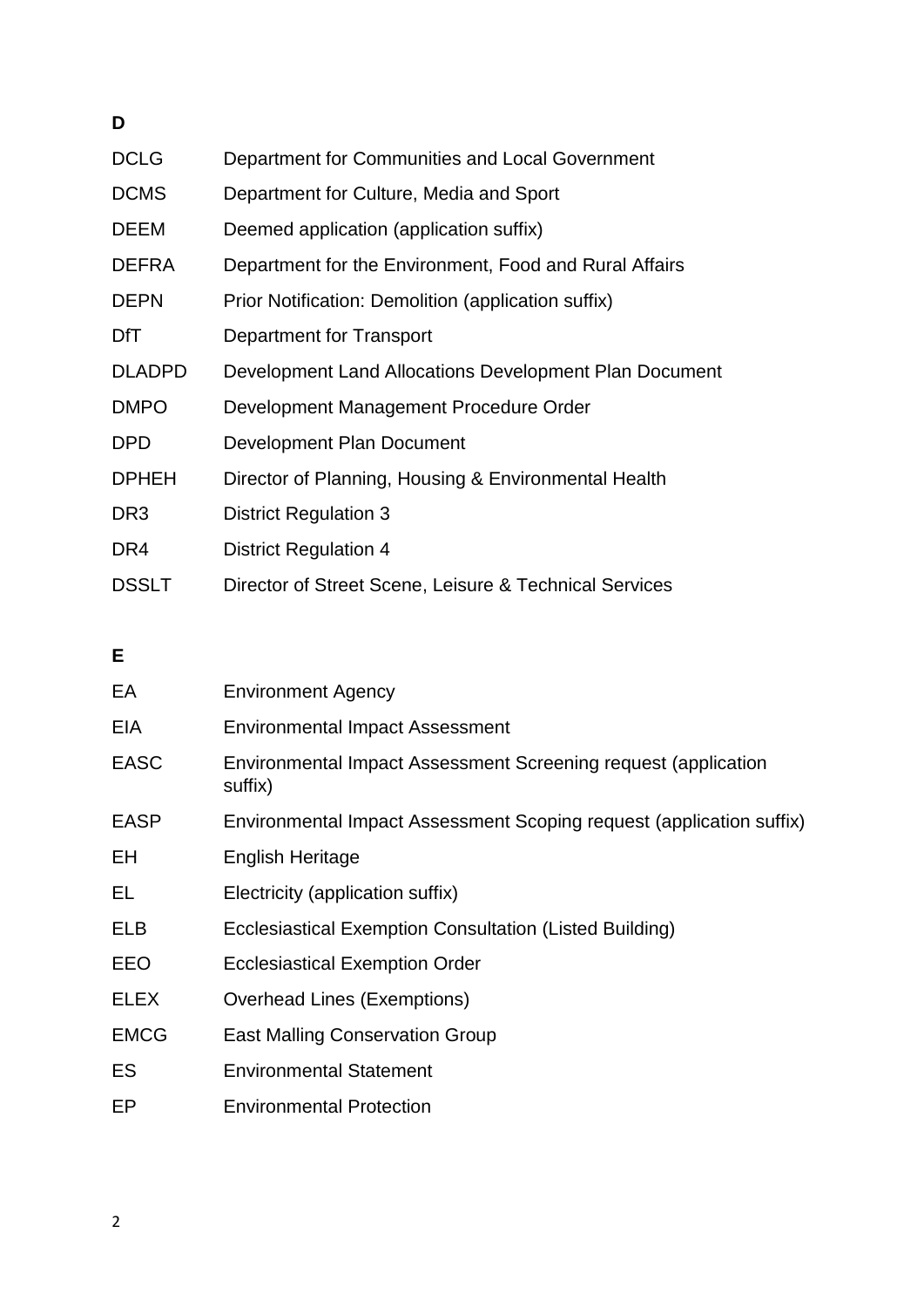**D**

| | |
|---|---|
| DCLG | Department for Communities and Local Government |
| DCMS | Department for Culture, Media and Sport |
| DEEM | Deemed application (application suffix) |
| DEFRA | Department for the Environment, Food and Rural Affairs |
| DEPN | Prior Notification: Demolition (application suffix) |
| DfT | Department for Transport |
| DLADPD | Development Land Allocations Development Plan Document |
| DMPO | Development Management Procedure Order |
| DPD | Development Plan Document |
| DPHEH | Director of Planning, Housing & Environmental Health |
| DR3 | District Regulation 3 |
| DR4 | District Regulation 4 |
| DSSLT | Director of Street Scene, Leisure & Technical Services |

**E**

| | |
|---|---|
| EA | Environment Agency |
| EIA | Environmental Impact Assessment |
| EASC | Environmental Impact Assessment Screening request (application suffix) |
| EASP | Environmental Impact Assessment Scoping request (application suffix) |
| EH | English Heritage |
| EL | Electricity (application suffix) |
| ELB | Ecclesiastical Exemption Consultation (Listed Building) |
| EEO | Ecclesiastical Exemption Order |
| ELEX | Overhead Lines (Exemptions) |
| EMCG | East Malling Conservation Group |
| ES | Environmental Statement |
| EP | Environmental Protection |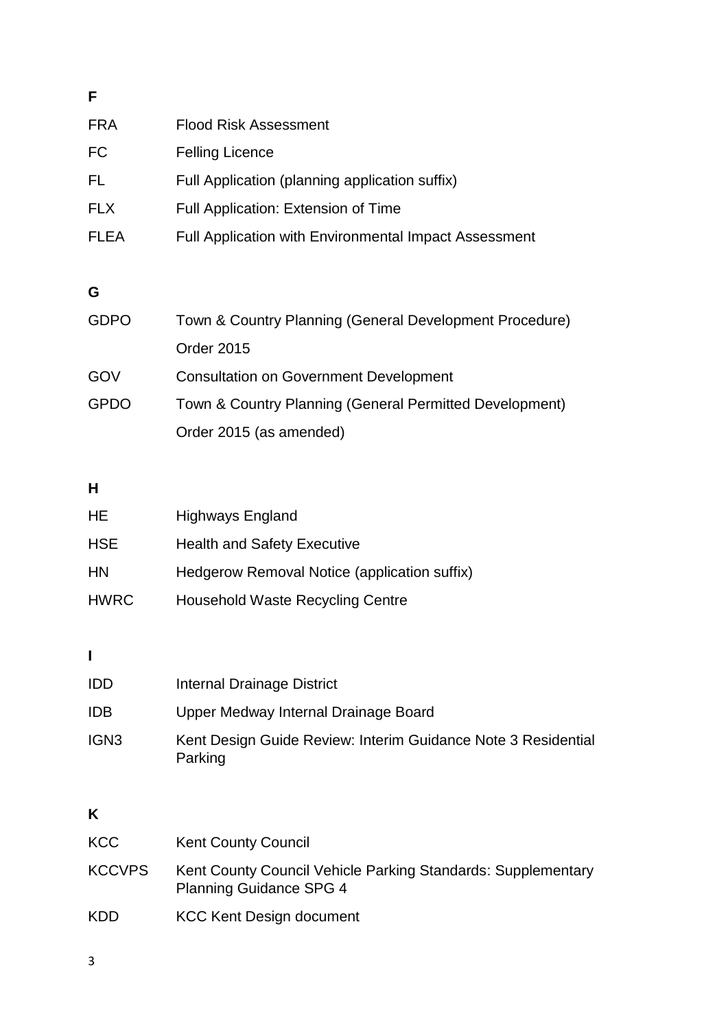**F**

| | |
|---|---|
| FRA | Flood Risk Assessment |
| FC | Felling Licence |
| FL | Full Application (planning application suffix) |
| FLX | Full Application: Extension of Time |
| FLEA | Full Application with Environmental Impact Assessment |

**G**

| | |
|---|---|
| GDPO | Town & Country Planning (General Development Procedure) Order 2015 |
| GOV | Consultation on Government Development |
| GPDO | Town & Country Planning (General Permitted Development) Order 2015 (as amended) |

**H**

| | |
|---|---|
| HE | Highways England |
| HSE | Health and Safety Executive |
| HN | Hedgerow Removal Notice (application suffix) |
| HWRC | Household Waste Recycling Centre |

**I**

| | |
|---|---|
| IDD | Internal Drainage District |
| IDB | Upper Medway Internal Drainage Board |
| IGN3 | Kent Design Guide Review: Interim Guidance Note 3 Residential Parking |

**K**

| | |
|---|---|
| KCC | Kent County Council |
| KCCVPS | Kent County Council Vehicle Parking Standards: Supplementary Planning Guidance SPG 4 |
| KDD | KCC Kent Design document |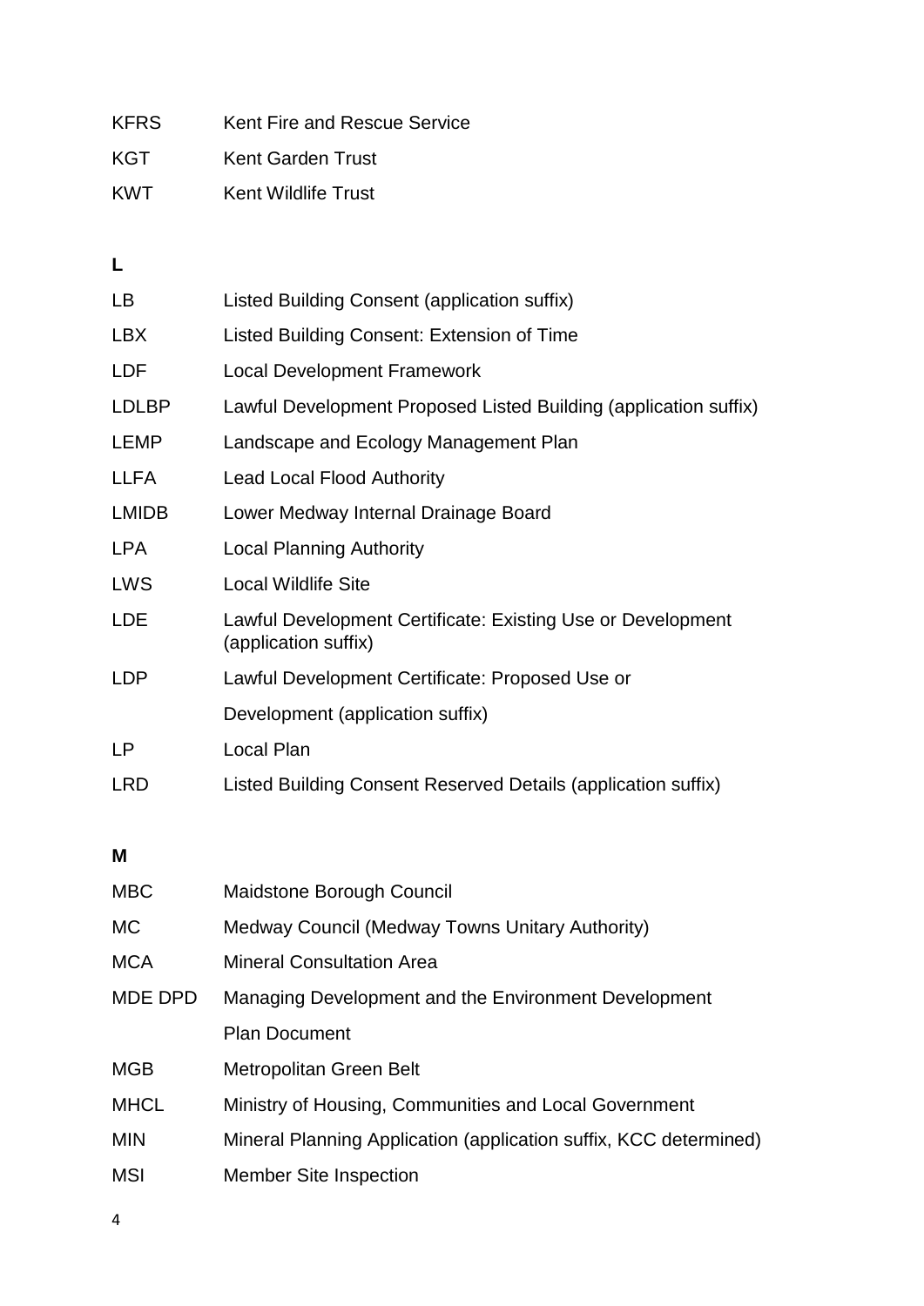| | |
|---|---|
| KFRS | Kent Fire and Rescue Service |
| KGT | Kent Garden Trust |
| KWT | Kent Wildlife Trust |

**L**

| | |
|---|---|
| LB | Listed Building Consent (application suffix) |
| LBX | Listed Building Consent: Extension of Time |
| LDF | Local Development Framework |
| LDLBP | Lawful Development Proposed Listed Building (application suffix) |
| LEMP | Landscape and Ecology Management Plan |
| LLFA | Lead Local Flood Authority |
| LMIDB | Lower Medway Internal Drainage Board |
| LPA | Local Planning Authority |
| LWS | Local Wildlife Site |
| LDE | Lawful Development Certificate: Existing Use or Development (application suffix) |
| LDP | Lawful Development Certificate: Proposed Use or Development (application suffix) |
| LP | Local Plan |
| LRD | Listed Building Consent Reserved Details (application suffix) |

**M**

| | |
|---|---|
| MBC | Maidstone Borough Council |
| MC | Medway Council (Medway Towns Unitary Authority) |
| MCA | Mineral Consultation Area |
| MDE DPD | Managing Development and the Environment Development Plan Document |
| MGB | Metropolitan Green Belt |
| MHCL | Ministry of Housing, Communities and Local Government |
| MIN | Mineral Planning Application (application suffix, KCC determined) |
| MSI | Member Site Inspection |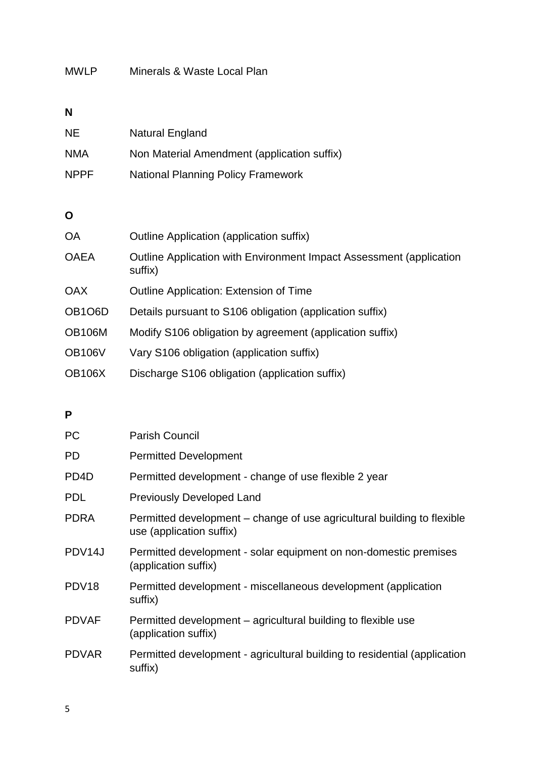| | |
|---|---|
| MWLP | Minerals & Waste Local Plan |

**N**

| | |
|---|---|
| NE | Natural England |
| NMA | Non Material Amendment (application suffix) |
| NPPF | National Planning Policy Framework |

**O**

| | |
|---|---|
| OA | Outline Application (application suffix) |
| OAEA | Outline Application with Environment Impact Assessment (application suffix) |
| OAX | Outline Application: Extension of Time |
| OB1O6D | Details pursuant to S106 obligation (application suffix) |
| OB106M | Modify S106 obligation by agreement (application suffix) |
| OB106V | Vary S106 obligation (application suffix) |
| OB106X | Discharge S106 obligation (application suffix) |

**P**

| | |
|---|---|
| PC | Parish Council |
| PD | Permitted Development |
| PD4D | Permitted development - change of use flexible 2 year |
| PDL | Previously Developed Land |
| PDRA | Permitted development – change of use agricultural building to flexible use (application suffix) |
| PDV14J | Permitted development - solar equipment on non-domestic premises (application suffix) |
| PDV18 | Permitted development - miscellaneous development (application suffix) |
| PDVAF | Permitted development – agricultural building to flexible use (application suffix) |
| PDVAR | Permitted development - agricultural building to residential (application suffix) |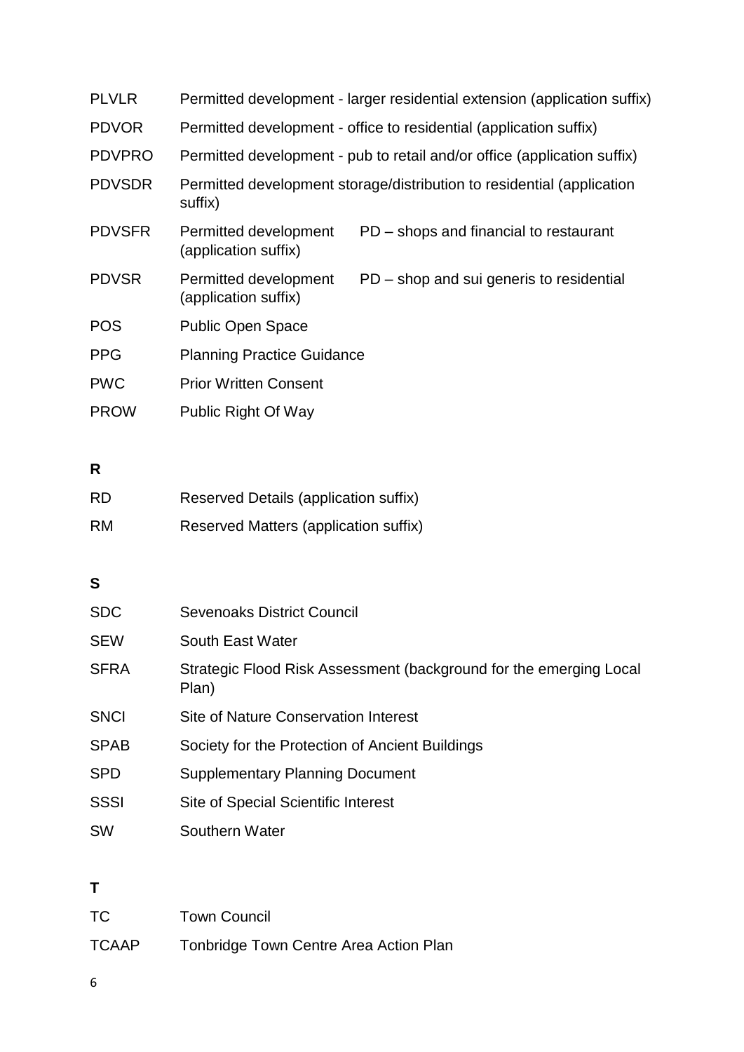| | |
|---|---|
| PLVLR | Permitted development - larger residential extension (application suffix) |
| PDVOR | Permitted development - office to residential (application suffix) |
| PDVPRO | Permitted development - pub to retail and/or office (application suffix) |
| PDVSDR | Permitted development storage/distribution to residential (application suffix) |
| PDVSFR | Permitted development (application suffix) PD – shops and financial to restaurant |
| PDVSR | Permitted development (application suffix) PD – shop and sui generis to residential |
| POS | Public Open Space |
| PPG | Planning Practice Guidance |
| PWC | Prior Written Consent |
| PROW | Public Right Of Way |

**R**

| | |
|---|---|
| RD | Reserved Details (application suffix) |
| RM | Reserved Matters (application suffix) |

**S**

| | |
|---|---|
| SDC | Sevenoaks District Council |
| SEW | South East Water |
| SFRA | Strategic Flood Risk Assessment (background for the emerging Local Plan) |
| SNCI | Site of Nature Conservation Interest |
| SPAB | Society for the Protection of Ancient Buildings |
| SPD | Supplementary Planning Document |
| SSSI | Site of Special Scientific Interest |
| SW | Southern Water |

**T**

| | |
|---|---|
| TC | Town Council |
| TCAAP | Tonbridge Town Centre Area Action Plan |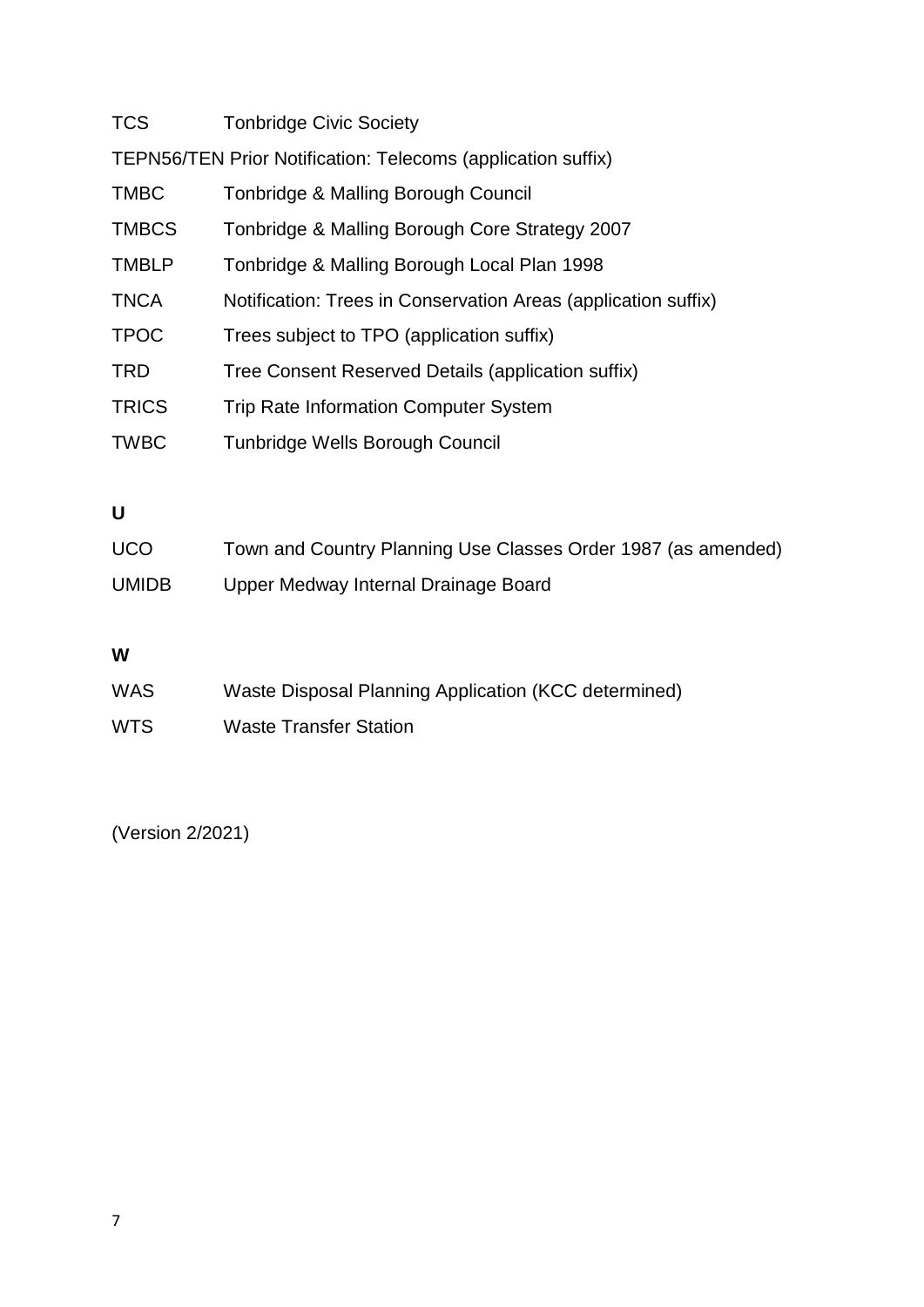TCS Tonbridge Civic Society

TEPN56/TEN Prior Notification: Telecoms (application suffix)

TMBC Tonbridge & Malling Borough Council

TMBCS Tonbridge & Malling Borough Core Strategy 2007

TMBLP Tonbridge & Malling Borough Local Plan 1998

TNCA Notification: Trees in Conservation Areas (application suffix)

TPOC Trees subject to TPO (application suffix)

TRD Tree Consent Reserved Details (application suffix)

TRICS Trip Rate Information Computer System

TWBC Tunbridge Wells Borough Council

**U**

UCO Town and Country Planning Use Classes Order 1987 (as amended)

UMIDB Upper Medway Internal Drainage Board

**W**

WAS Waste Disposal Planning Application (KCC determined)

WTS Waste Transfer Station

(Version 2/2021)